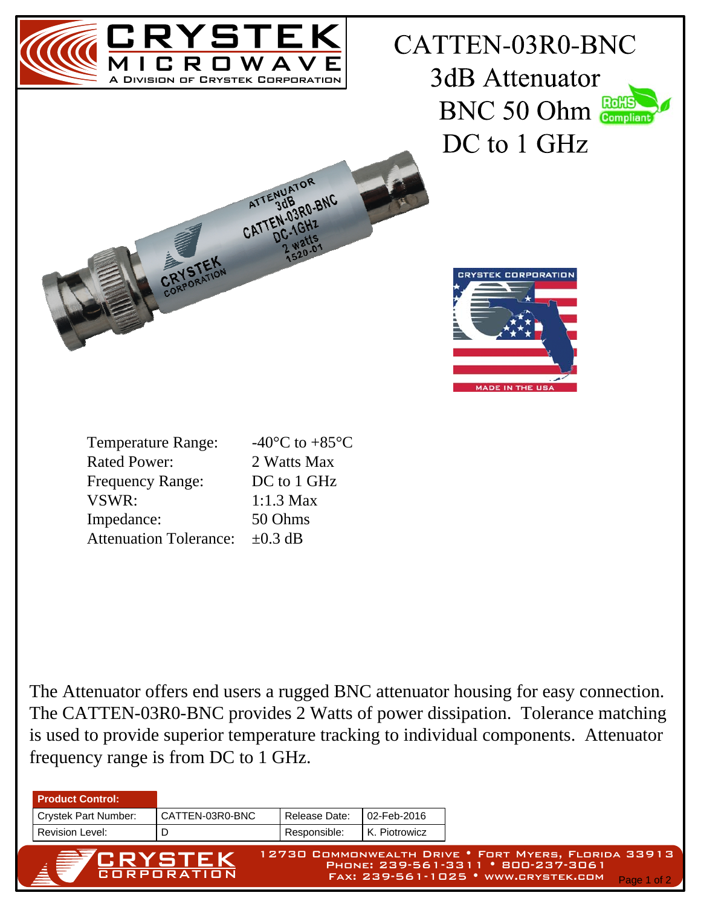# CATTEN-03R0-BNC

## 3dB Attenuator

## BNC 50 Ohm

## DC to 1 GHz

| | |
|---|---|
| Temperature Range: | -40°C to +85°C |
| Rated Power: | 2 Watts Max |
| Frequency Range: | DC to 1 GHz |
| VSWR: | 1:1.3 Max |
| Impedance: | 50 Ohms |
| Attenuation Tolerance: | ±0.3 dB |

The Attenuator offers end users a rugged BNC attenuator housing for easy connection. The CATTEN-03R0-BNC provides 2 Watts of power dissipation. Tolerance matching is used to provide superior temperature tracking to individual components. Attenuator frequency range is from DC to 1 GHz.

| **Product Control:** | | | |
|---|---|---|---|
| Crystek Part Number: | CATTEN-03R0-BNC | Release Date: | 02-Feb-2016 |
| Revision Level: | D | Responsible: | K. Piotrowicz |

12730 Commonwealth Drive • Fort Myers, Florida 33913
Phone: 239-561-3311 • 800-237-3061
Fax: 239-561-1025 • www.crystek.com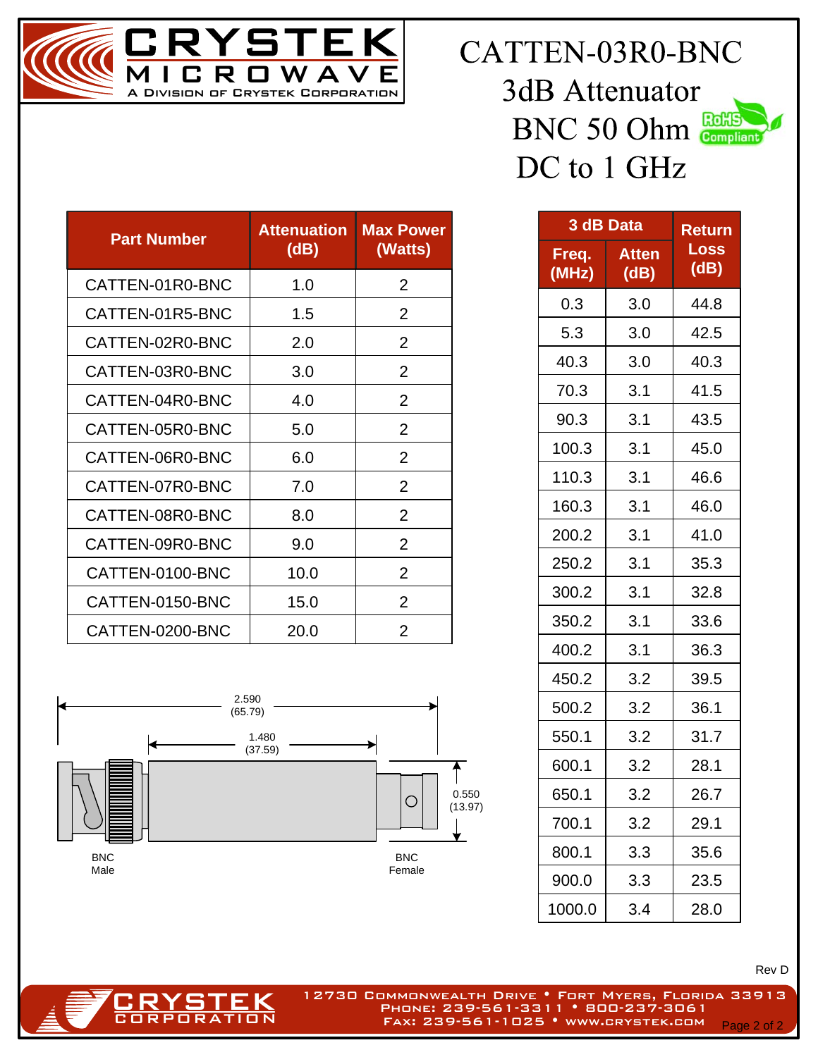# CATTEN-03R0-BNC

## 3dB Attenuator

## BNC 50 Ohm

## DC to 1 GHz

RoHS Compliant

| Part Number | Attenuation (dB) | Max Power (Watts) |
|---|---|---|
| CATTEN-01R0-BNC | 1.0 | 2 |
| CATTEN-01R5-BNC | 1.5 | 2 |
| CATTEN-02R0-BNC | 2.0 | 2 |
| CATTEN-03R0-BNC | 3.0 | 2 |
| CATTEN-04R0-BNC | 4.0 | 2 |
| CATTEN-05R0-BNC | 5.0 | 2 |
| CATTEN-06R0-BNC | 6.0 | 2 |
| CATTEN-07R0-BNC | 7.0 | 2 |
| CATTEN-08R0-BNC | 8.0 | 2 |
| CATTEN-09R0-BNC | 9.0 | 2 |
| CATTEN-0100-BNC | 10.0 | 2 |
| CATTEN-0150-BNC | 15.0 | 2 |
| CATTEN-0200-BNC | 20.0 | 2 |

| 3 dB Data | | Return Loss (dB) |
|---|---|---|
| Freq. (MHz) | Atten (dB) | |
| 0.3 | 3.0 | 44.8 |
| 5.3 | 3.0 | 42.5 |
| 40.3 | 3.0 | 40.3 |
| 70.3 | 3.1 | 41.5 |
| 90.3 | 3.1 | 43.5 |
| 100.3 | 3.1 | 45.0 |
| 110.3 | 3.1 | 46.6 |
| 160.3 | 3.1 | 46.0 |
| 200.2 | 3.1 | 41.0 |
| 250.2 | 3.1 | 35.3 |
| 300.2 | 3.1 | 32.8 |
| 350.2 | 3.1 | 33.6 |
| 400.2 | 3.1 | 36.3 |
| 450.2 | 3.2 | 39.5 |
| 500.2 | 3.2 | 36.1 |
| 550.1 | 3.2 | 31.7 |
| 600.1 | 3.2 | 28.1 |
| 650.1 | 3.2 | 26.7 |
| 700.1 | 3.2 | 29.1 |
| 800.1 | 3.3 | 35.6 |
| 900.0 | 3.3 | 23.5 |
| 1000.0 | 3.4 | 28.0 |

2.590 (65.79)

1.480 (37.59)

0.550 (13.97)

BNC Male

BNC Female

Rev D

12730 Commonwealth Drive • Fort Myers, Florida 33913
Phone: 239-561-3311 • 800-237-3061
Fax: 239-561-1025 • www.crystek.com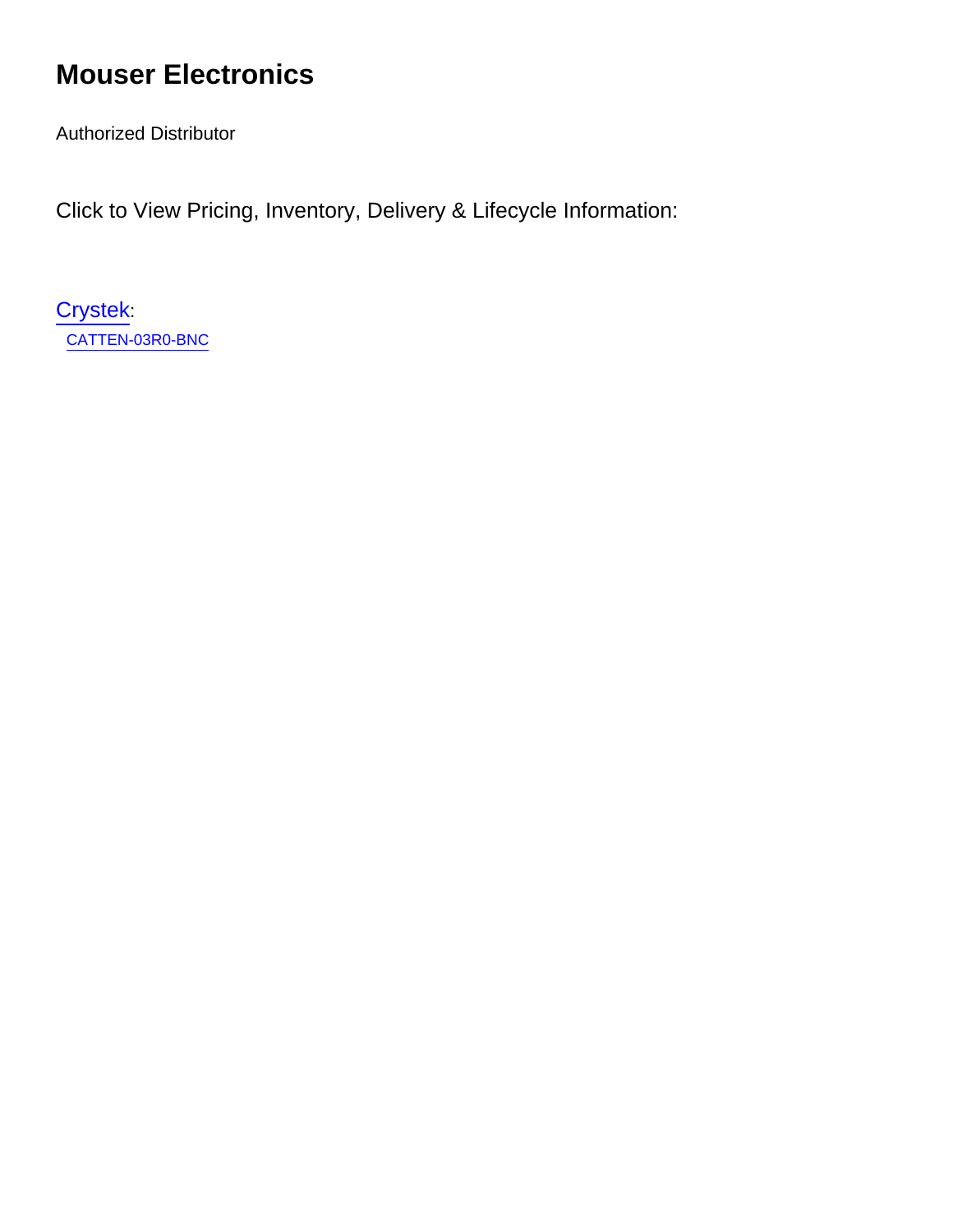# Mouser Electronics

Authorized Distributor

Click to View Pricing, Inventory, Delivery & Lifecycle Information:

Crystek:

CATTEN-03R0-BNC